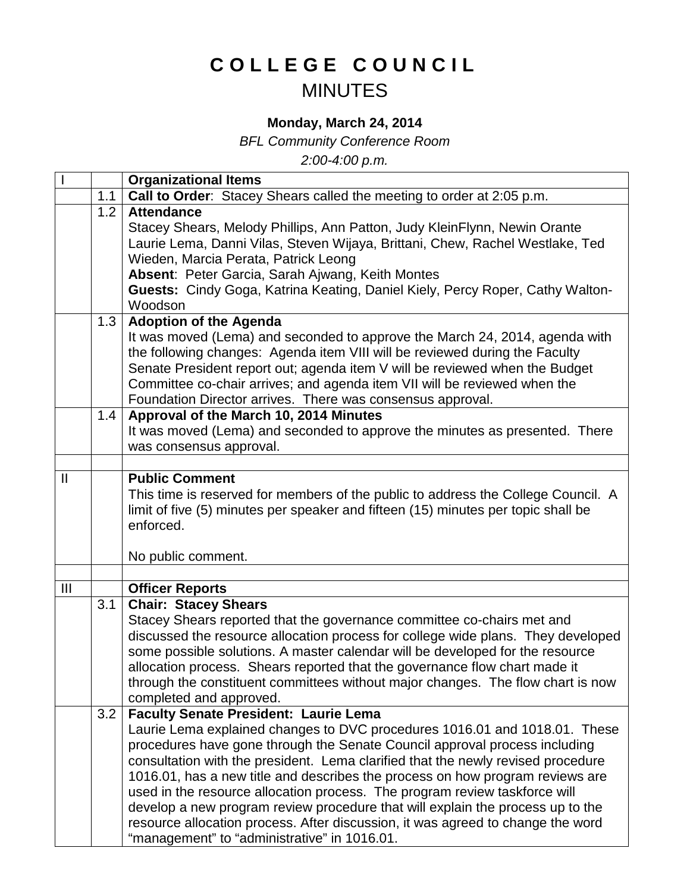# COLLEGE COUNCIL
## MINUTES

**Monday, March 24, 2014**

*BFL Community Conference Room*

*2:00-4:00 p.m.*

| | | |
|---|---|---|
| I | | **Organizational Items** |
| | 1.1 | **Call to Order**: Stacey Shears called the meeting to order at 2:05 p.m. |
| | 1.2 | **Attendance**<br>Stacey Shears, Melody Phillips, Ann Patton, Judy KleinFlynn, Newin Orante Laurie Lema, Danni Vilas, Steven Wijaya, Brittani, Chew, Rachel Westlake, Ted Wieden, Marcia Perata, Patrick Leong<br>**Absent**: Peter Garcia, Sarah Ajwang, Keith Montes<br>**Guests:** Cindy Goga, Katrina Keating, Daniel Kiely, Percy Roper, Cathy Walton-Woodson |
| | 1.3 | **Adoption of the Agenda**<br>It was moved (Lema) and seconded to approve the March 24, 2014, agenda with the following changes: Agenda item VIII will be reviewed during the Faculty Senate President report out; agenda item V will be reviewed when the Budget Committee co-chair arrives; and agenda item VII will be reviewed when the Foundation Director arrives. There was consensus approval. |
| | 1.4 | **Approval of the March 10, 2014 Minutes**<br>It was moved (Lema) and seconded to approve the minutes as presented. There was consensus approval. |
| | | |
| II | | **Public Comment**<br>This time is reserved for members of the public to address the College Council. A limit of five (5) minutes per speaker and fifteen (15) minutes per topic shall be enforced.<br><br>No public comment. |
| | | |
| III | | **Officer Reports** |
| | 3.1 | **Chair: Stacey Shears**<br>Stacey Shears reported that the governance committee co-chairs met and discussed the resource allocation process for college wide plans. They developed some possible solutions. A master calendar will be developed for the resource allocation process. Shears reported that the governance flow chart made it through the constituent committees without major changes. The flow chart is now completed and approved. |
| | 3.2 | **Faculty Senate President: Laurie Lema**<br>Laurie Lema explained changes to DVC procedures 1016.01 and 1018.01. These procedures have gone through the Senate Council approval process including consultation with the president. Lema clarified that the newly revised procedure 1016.01, has a new title and describes the process on how program reviews are used in the resource allocation process. The program review taskforce will develop a new program review procedure that will explain the process up to the resource allocation process. After discussion, it was agreed to change the word "management" to "administrative" in 1016.01. |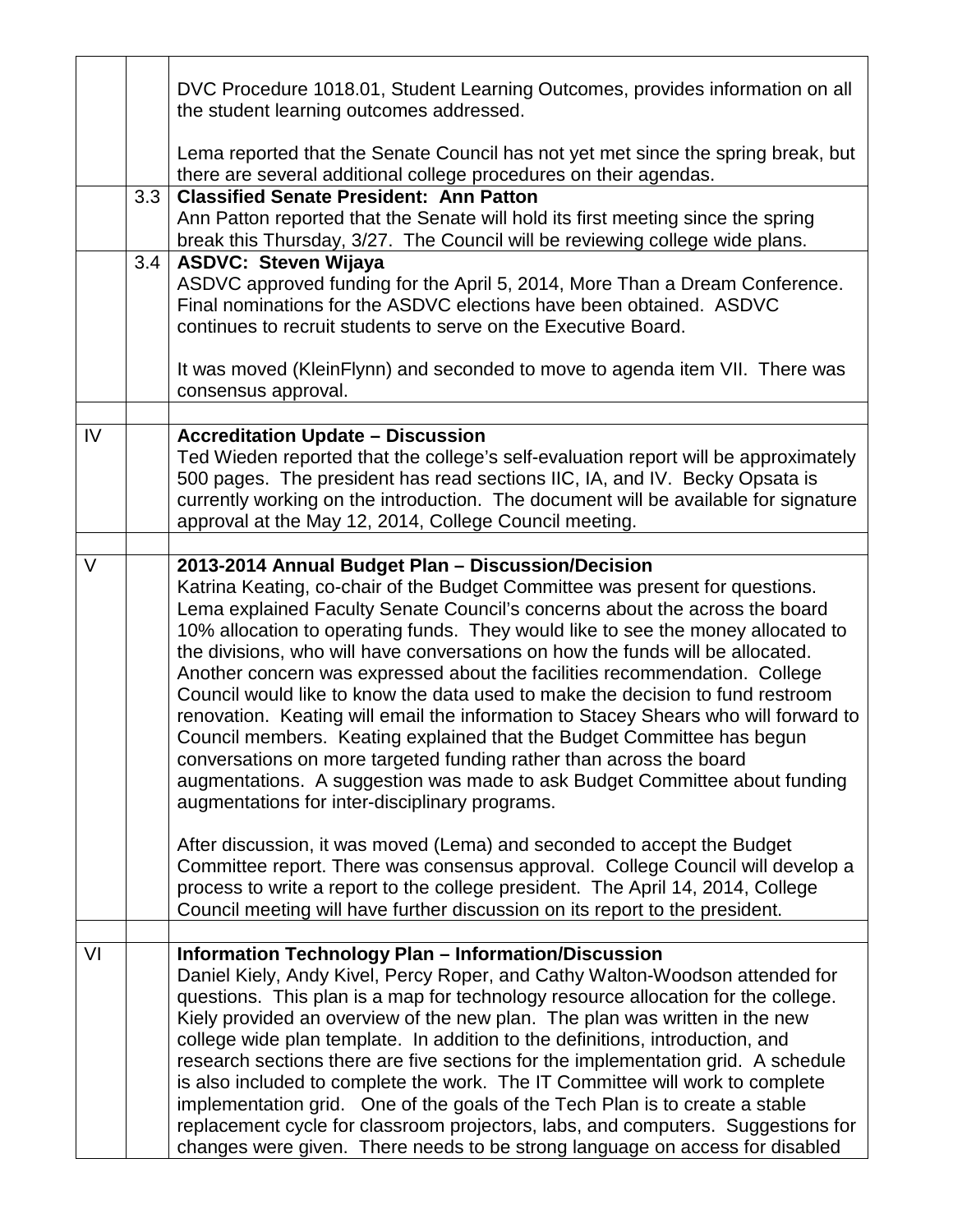| | | |
|---|---|---|
| | | DVC Procedure 1018.01, Student Learning Outcomes, provides information on all the student learning outcomes addressed.<br><br>Lema reported that the Senate Council has not yet met since the spring break, but there are several additional college procedures on their agendas. |
| | 3.3 | **Classified Senate President: Ann Patton**<br>Ann Patton reported that the Senate will hold its first meeting since the spring break this Thursday, 3/27. The Council will be reviewing college wide plans. |
| | 3.4 | **ASDVC: Steven Wijaya**<br>ASDVC approved funding for the April 5, 2014, More Than a Dream Conference. Final nominations for the ASDVC elections have been obtained. ASDVC continues to recruit students to serve on the Executive Board.<br><br>It was moved (KleinFlynn) and seconded to move to agenda item VII. There was consensus approval. |
| | | |
| IV | | **Accreditation Update – Discussion**<br>Ted Wieden reported that the college's self-evaluation report will be approximately 500 pages. The president has read sections IIC, IA, and IV. Becky Opsata is currently working on the introduction. The document will be available for signature approval at the May 12, 2014, College Council meeting. |
| | | |
| V | | **2013-2014 Annual Budget Plan – Discussion/Decision**<br>Katrina Keating, co-chair of the Budget Committee was present for questions. Lema explained Faculty Senate Council's concerns about the across the board 10% allocation to operating funds. They would like to see the money allocated to the divisions, who will have conversations on how the funds will be allocated. Another concern was expressed about the facilities recommendation. College Council would like to know the data used to make the decision to fund restroom renovation. Keating will email the information to Stacey Shears who will forward to Council members. Keating explained that the Budget Committee has begun conversations on more targeted funding rather than across the board augmentations. A suggestion was made to ask Budget Committee about funding augmentations for inter-disciplinary programs.<br><br>After discussion, it was moved (Lema) and seconded to accept the Budget Committee report. There was consensus approval. College Council will develop a process to write a report to the college president. The April 14, 2014, College Council meeting will have further discussion on its report to the president. |
| | | |
| VI | | **Information Technology Plan – Information/Discussion**<br>Daniel Kiely, Andy Kivel, Percy Roper, and Cathy Walton-Woodson attended for questions. This plan is a map for technology resource allocation for the college. Kiely provided an overview of the new plan. The plan was written in the new college wide plan template. In addition to the definitions, introduction, and research sections there are five sections for the implementation grid. A schedule is also included to complete the work. The IT Committee will work to complete implementation grid. One of the goals of the Tech Plan is to create a stable replacement cycle for classroom projectors, labs, and computers. Suggestions for changes were given. There needs to be strong language on access for disabled |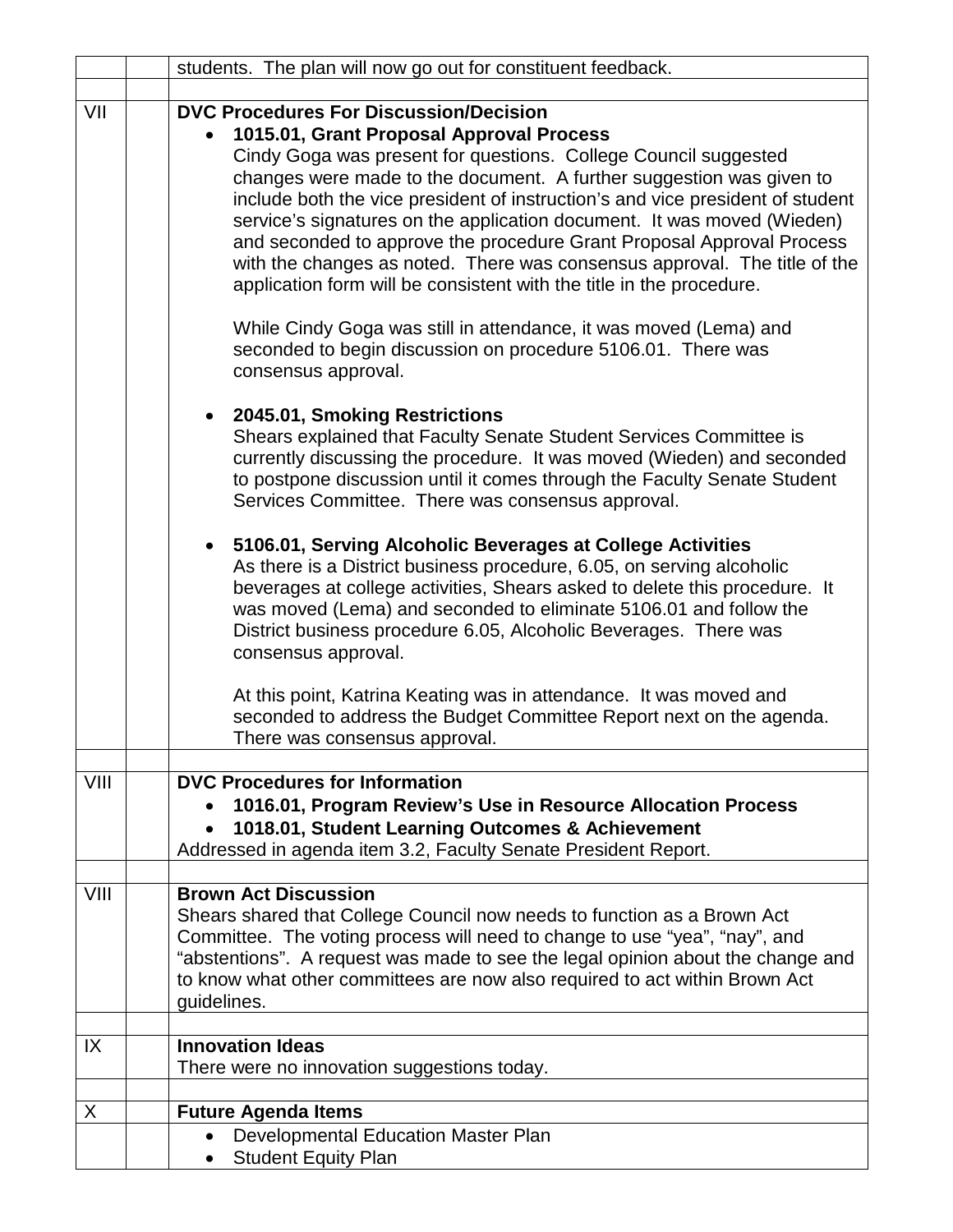| | | |
|---|---|---|
| | | students. The plan will now go out for constituent feedback. |
| | | |
| VII | | **DVC Procedures For Discussion/Decision**<br>• **1015.01, Grant Proposal Approval Process**<br>Cindy Goga was present for questions. College Council suggested changes were made to the document. A further suggestion was given to include both the vice president of instruction's and vice president of student service's signatures on the application document. It was moved (Wieden) and seconded to approve the procedure Grant Proposal Approval Process with the changes as noted. There was consensus approval. The title of the application form will be consistent with the title in the procedure.<br><br>While Cindy Goga was still in attendance, it was moved (Lema) and seconded to begin discussion on procedure 5106.01. There was consensus approval.<br><br>• **2045.01, Smoking Restrictions**<br>Shears explained that Faculty Senate Student Services Committee is currently discussing the procedure. It was moved (Wieden) and seconded to postpone discussion until it comes through the Faculty Senate Student Services Committee. There was consensus approval.<br><br>• **5106.01, Serving Alcoholic Beverages at College Activities**<br>As there is a District business procedure, 6.05, on serving alcoholic beverages at college activities, Shears asked to delete this procedure. It was moved (Lema) and seconded to eliminate 5106.01 and follow the District business procedure 6.05, Alcoholic Beverages. There was consensus approval.<br><br>At this point, Katrina Keating was in attendance. It was moved and seconded to address the Budget Committee Report next on the agenda. There was consensus approval. |
| | | |
| VIII | | **DVC Procedures for Information**<br>• **1016.01, Program Review's Use in Resource Allocation Process**<br>• **1018.01, Student Learning Outcomes & Achievement**<br>Addressed in agenda item 3.2, Faculty Senate President Report. |
| | | |
| VIII | | **Brown Act Discussion**<br>Shears shared that College Council now needs to function as a Brown Act Committee. The voting process will need to change to use "yea", "nay", and "abstentions". A request was made to see the legal opinion about the change and to know what other committees are now also required to act within Brown Act guidelines. |
| | | |
| IX | | **Innovation Ideas**<br>There were no innovation suggestions today. |
| | | |
| X | | **Future Agenda Items** |
| | | • Developmental Education Master Plan<br>• Student Equity Plan |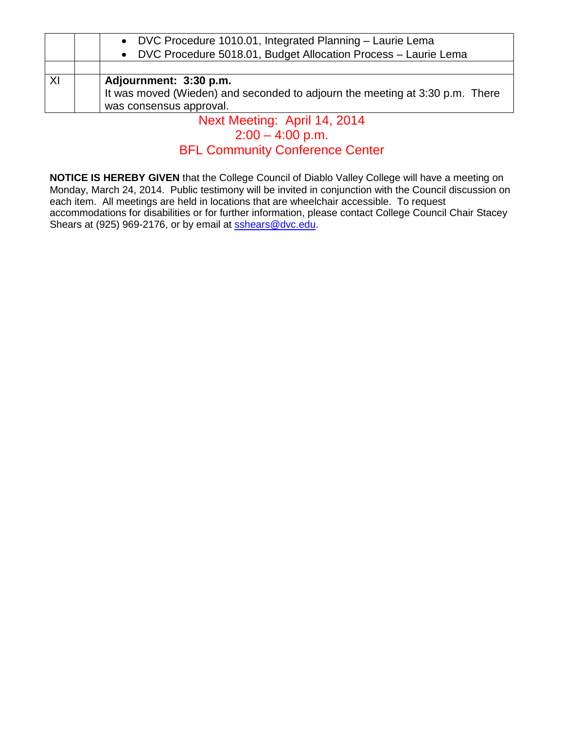| | | |
|---|---|---|
| | | • DVC Procedure 1010.01, Integrated Planning – Laurie Lema<br>• DVC Procedure 5018.01, Budget Allocation Process – Laurie Lema |
| | | |
| XI | | **Adjournment: 3:30 p.m.**<br>It was moved (Wieden) and seconded to adjourn the meeting at 3:30 p.m. There was consensus approval. |

Next Meeting: April 14, 2014
2:00 – 4:00 p.m.
BFL Community Conference Center

**NOTICE IS HEREBY GIVEN** that the College Council of Diablo Valley College will have a meeting on Monday, March 24, 2014. Public testimony will be invited in conjunction with the Council discussion on each item. All meetings are held in locations that are wheelchair accessible. To request accommodations for disabilities or for further information, please contact College Council Chair Stacey Shears at (925) 969-2176, or by email at sshears@dvc.edu.